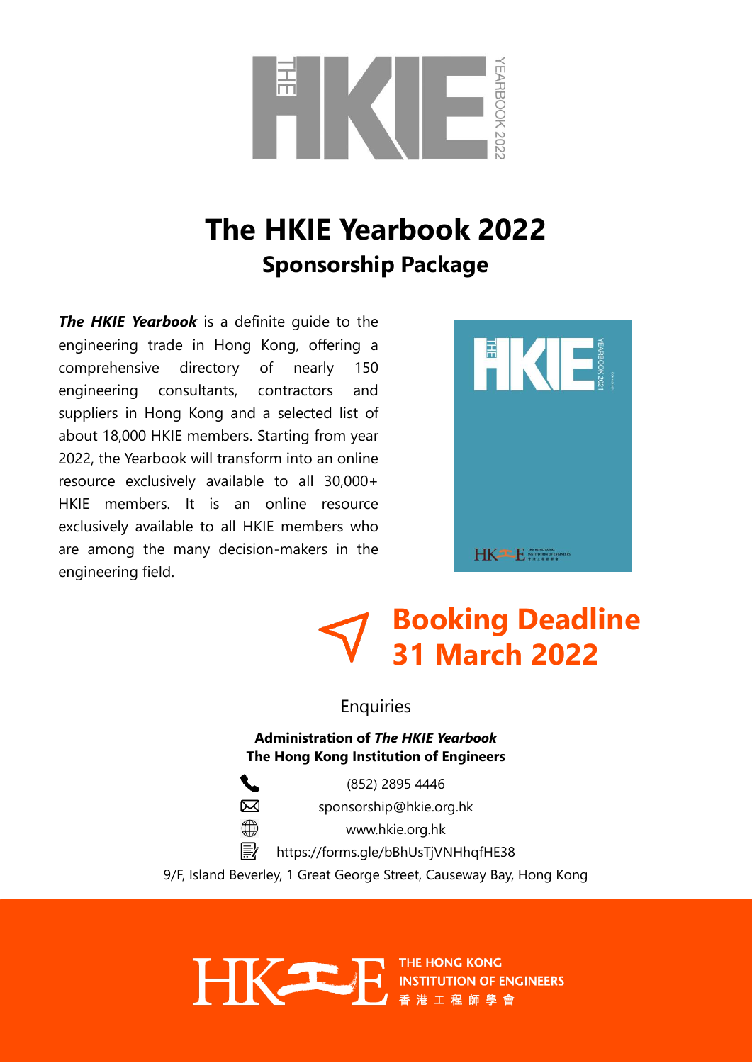# The HKIE Yearbook 2022

## Sponsorship Package

***The HKIE Yearbook*** is a definite guide to the engineering trade in Hong Kong, offering a comprehensive directory of nearly 150 engineering consultants, contractors and suppliers in Hong Kong and a selected list of about 18,000 HKIE members. Starting from year 2022, the Yearbook will transform into an online resource exclusively available to all 30,000+ HKIE members. It is an online resource exclusively available to all HKIE members who are among the many decision-makers in the engineering field.

## Booking Deadline 31 March 2022

Enquiries

**Administration of *The HKIE Yearbook***
**The Hong Kong Institution of Engineers**

(852) 2895 4446

sponsorship@hkie.org.hk

www.hkie.org.hk

https://forms.gle/bBhUsTjVNHhqfHE38

9/F, Island Beverley, 1 Great George Street, Causeway Bay, Hong Kong

THE HONG KONG INSTITUTION OF ENGINEERS
香港工程師學會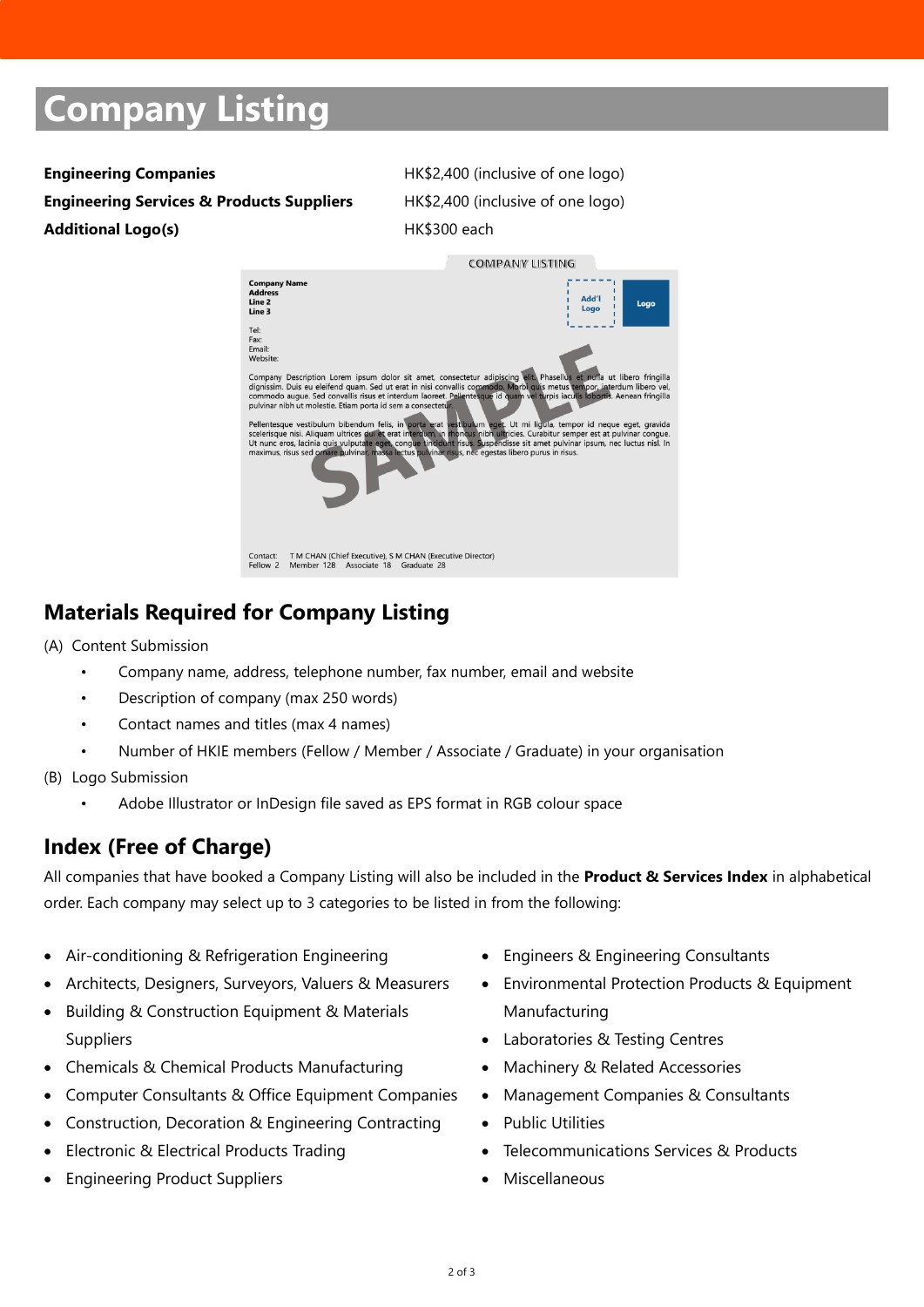# Company Listing

| | |
|---|---|
| **Engineering Companies** | HK$2,400 (inclusive of one logo) |
| **Engineering Services & Products Suppliers** | HK$2,400 (inclusive of one logo) |
| **Additional Logo(s)** | HK$300 each |

## Materials Required for Company Listing

(A) Content Submission

- Company name, address, telephone number, fax number, email and website
- Description of company (max 250 words)
- Contact names and titles (max 4 names)
- Number of HKIE members (Fellow / Member / Associate / Graduate) in your organisation

(B) Logo Submission

- Adobe Illustrator or InDesign file saved as EPS format in RGB colour space

## Index (Free of Charge)

All companies that have booked a Company Listing will also be included in the **Product & Services Index** in alphabetical order. Each company may select up to 3 categories to be listed in from the following:

- Air-conditioning & Refrigeration Engineering
- Architects, Designers, Surveyors, Valuers & Measurers
- Building & Construction Equipment & Materials Suppliers
- Chemicals & Chemical Products Manufacturing
- Computer Consultants & Office Equipment Companies
- Construction, Decoration & Engineering Contracting
- Electronic & Electrical Products Trading
- Engineering Product Suppliers
- Engineers & Engineering Consultants
- Environmental Protection Products & Equipment Manufacturing
- Laboratories & Testing Centres
- Machinery & Related Accessories
- Management Companies & Consultants
- Public Utilities
- Telecommunications Services & Products
- Miscellaneous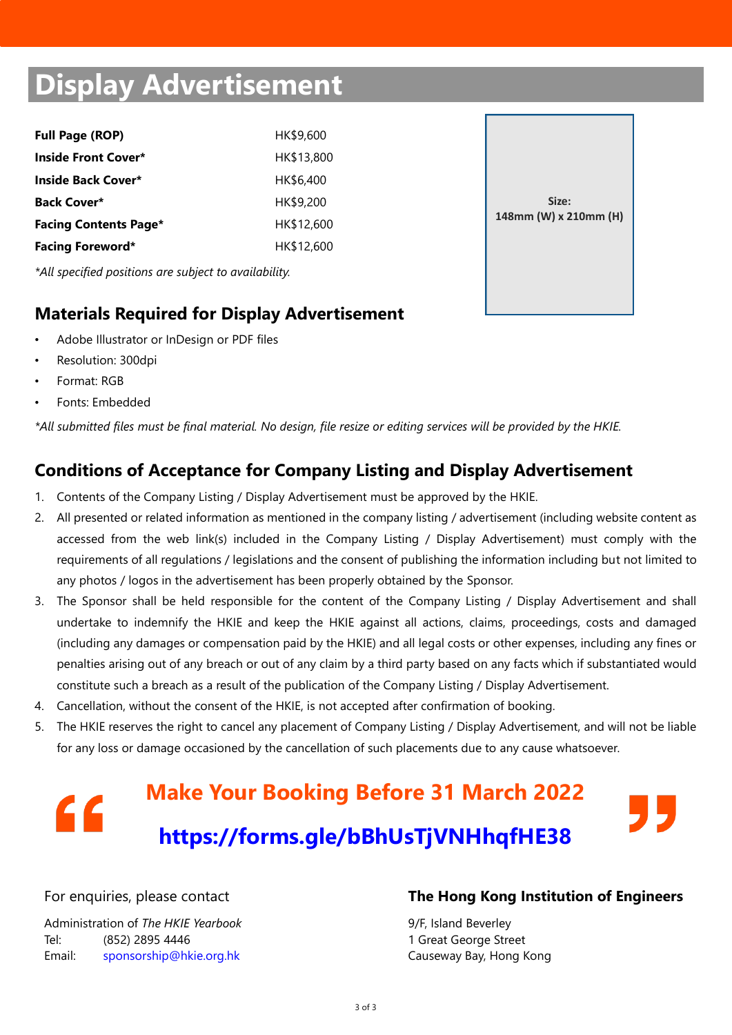# Display Advertisement

| | |
|---|---|
| **Full Page (ROP)** | HK$9,600 |
| **Inside Front Cover*** | HK$13,800 |
| **Inside Back Cover*** | HK$6,400 |
| **Back Cover*** | HK$9,200 |
| **Facing Contents Page*** | HK$12,600 |
| **Facing Foreword*** | HK$12,600 |

*\*All specified positions are subject to availability.*

**Size:**
**148mm (W) x 210mm (H)**

## Materials Required for Display Advertisement

- Adobe Illustrator or InDesign or PDF files
- Resolution: 300dpi
- Format: RGB
- Fonts: Embedded

*\*All submitted files must be final material. No design, file resize or editing services will be provided by the HKIE.*

## Conditions of Acceptance for Company Listing and Display Advertisement

1. Contents of the Company Listing / Display Advertisement must be approved by the HKIE.
2. All presented or related information as mentioned in the company listing / advertisement (including website content as accessed from the web link(s) included in the Company Listing / Display Advertisement) must comply with the requirements of all regulations / legislations and the consent of publishing the information including but not limited to any photos / logos in the advertisement has been properly obtained by the Sponsor.
3. The Sponsor shall be held responsible for the content of the Company Listing / Display Advertisement and shall undertake to indemnify the HKIE and keep the HKIE against all actions, claims, proceedings, costs and damaged (including any damages or compensation paid by the HKIE) and all legal costs or other expenses, including any fines or penalties arising out of any breach or out of any claim by a third party based on any facts which if substantiated would constitute such a breach as a result of the publication of the Company Listing / Display Advertisement.
4. Cancellation, without the consent of the HKIE, is not accepted after confirmation of booking.
5. The HKIE reserves the right to cancel any placement of Company Listing / Display Advertisement, and will not be liable for any loss or damage occasioned by the cancellation of such placements due to any cause whatsoever.

**Make Your Booking Before 31 March 2022**

**https://forms.gle/bBhUsTjVNHhqfHE38**

For enquiries, please contact

Administration of *The HKIE Yearbook*
Tel: (852) 2895 4446
Email: sponsorship@hkie.org.hk

**The Hong Kong Institution of Engineers**

9/F, Island Beverley
1 Great George Street
Causeway Bay, Hong Kong